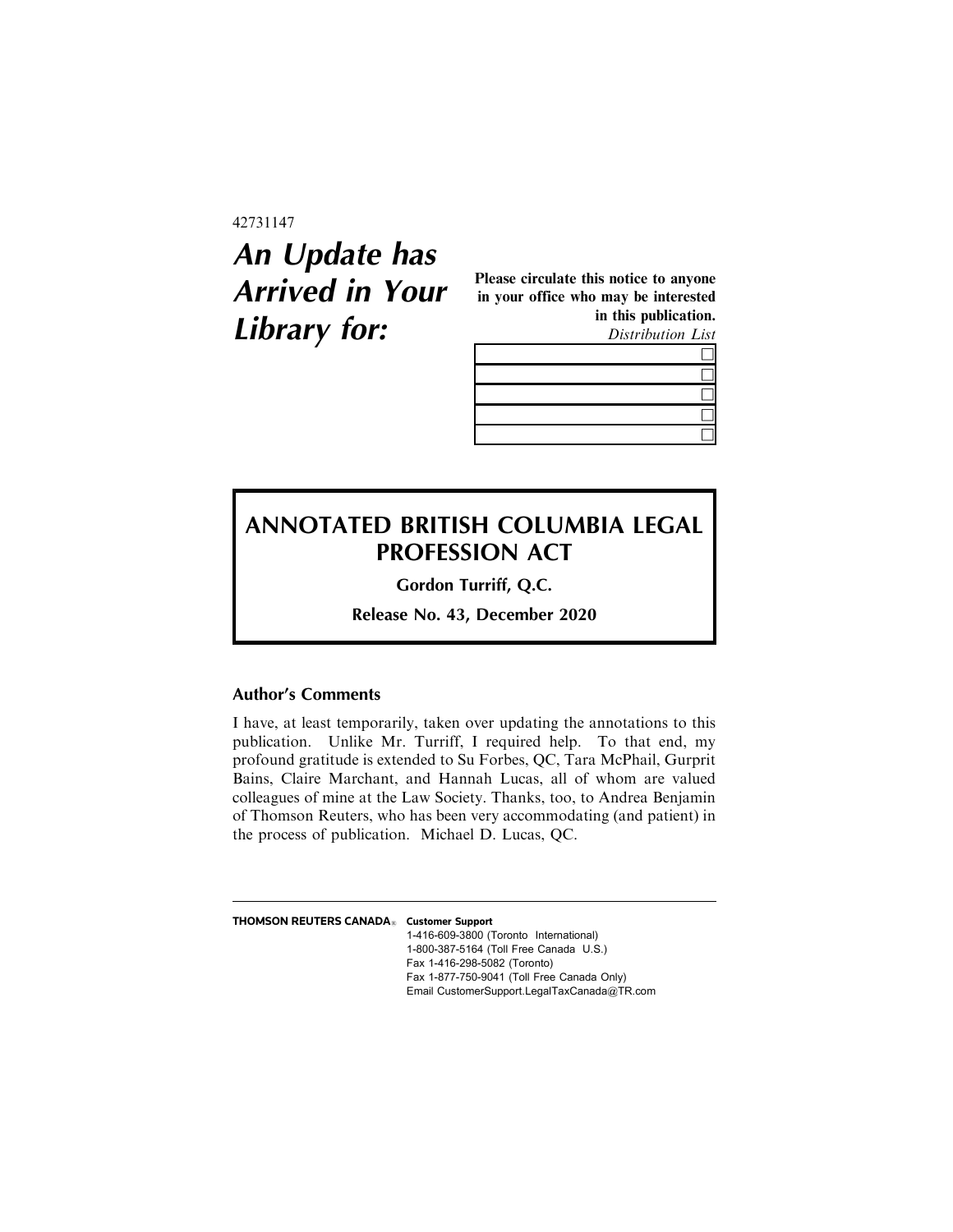42731147

# *An Update has Arrived in Your Library for:*

**Please circulate this notice to anyone in your office who may be interested in this publication.**

*Distribution List*

| | |
|---|---|
| | ☐ |
| | ☐ |
| | ☐ |
| | ☐ |
| | ☐ |

## ANNOTATED BRITISH COLUMBIA LEGAL PROFESSION ACT

**Gordon Turriff, Q.C.**

**Release No. 43, December 2020**

### Author's Comments

I have, at least temporarily, taken over updating the annotations to this publication. Unlike Mr. Turriff, I required help. To that end, my profound gratitude is extended to Su Forbes, QC, Tara McPhail, Gurprit Bains, Claire Marchant, and Hannah Lucas, all of whom are valued colleagues of mine at the Law Society. Thanks, too, to Andrea Benjamin of Thomson Reuters, who has been very accommodating (and patient) in the process of publication. Michael D. Lucas, QC.

---

**THOMSON REUTERS CANADA®** **Customer Support**
1-416-609-3800 (Toronto International)
1-800-387-5164 (Toll Free Canada U.S.)
Fax 1-416-298-5082 (Toronto)
Fax 1-877-750-9041 (Toll Free Canada Only)
Email CustomerSupport.LegalTaxCanada@TR.com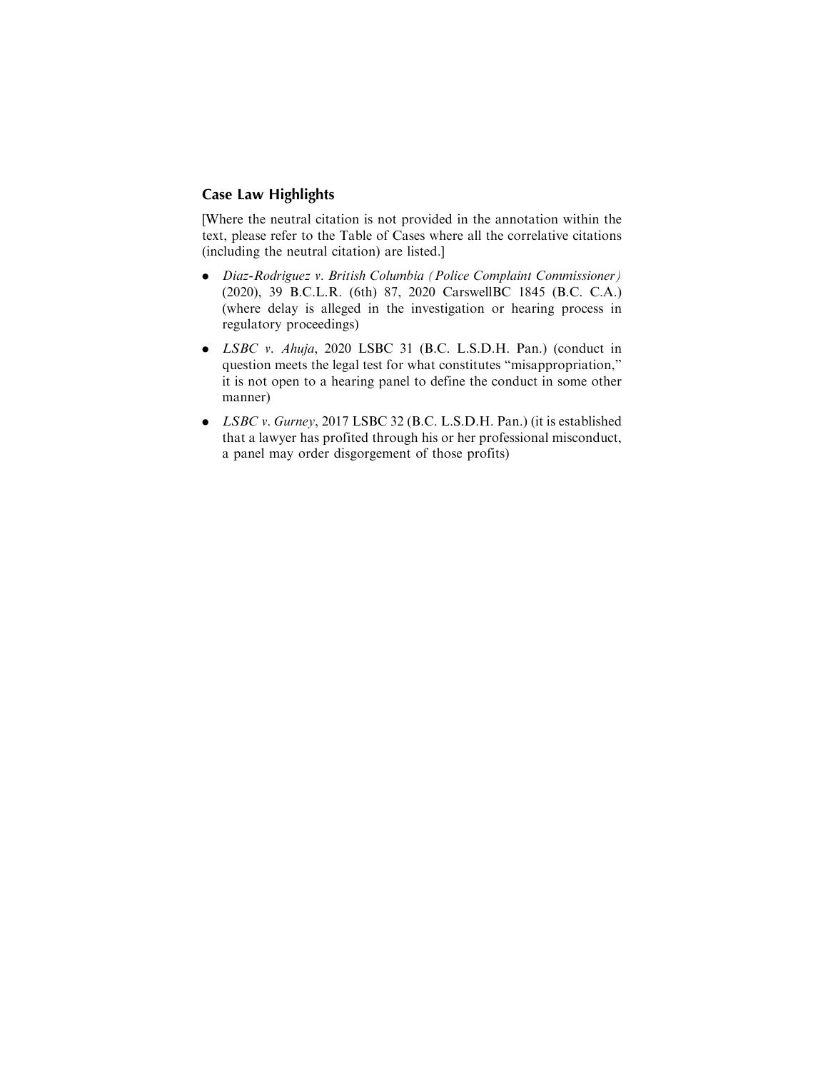## Case Law Highlights

[Where the neutral citation is not provided in the annotation within the text, please refer to the Table of Cases where all the correlative citations (including the neutral citation) are listed.]

- *Diaz-Rodriguez v. British Columbia (Police Complaint Commissioner)* (2020), 39 B.C.L.R. (6th) 87, 2020 CarswellBC 1845 (B.C. C.A.) (where delay is alleged in the investigation or hearing process in regulatory proceedings)
- *LSBC v. Ahuja*, 2020 LSBC 31 (B.C. L.S.D.H. Pan.) (conduct in question meets the legal test for what constitutes "misappropriation," it is not open to a hearing panel to define the conduct in some other manner)
- *LSBC v. Gurney*, 2017 LSBC 32 (B.C. L.S.D.H. Pan.) (it is established that a lawyer has profited through his or her professional misconduct, a panel may order disgorgement of those profits)